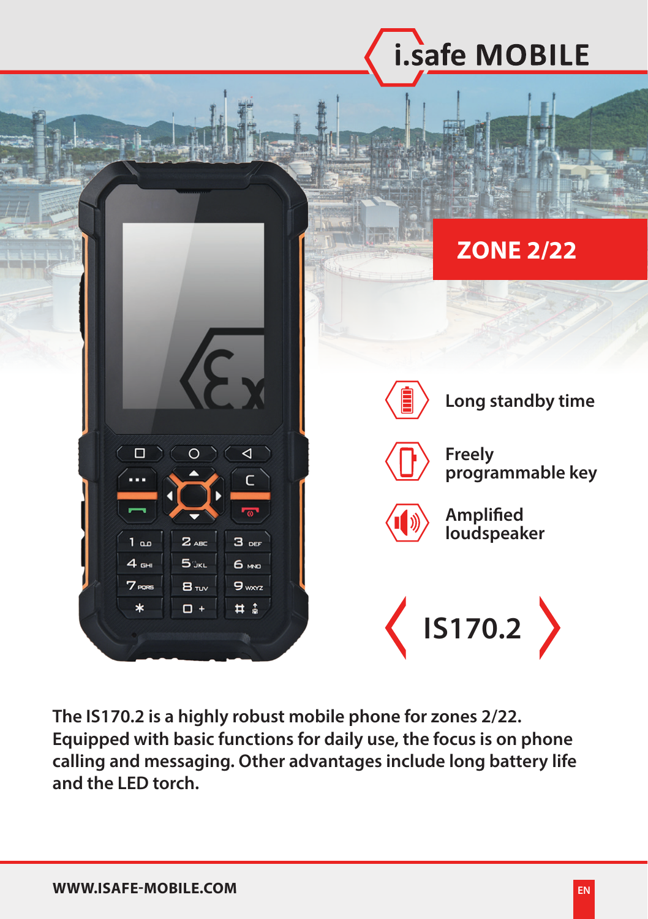i.safe MOBILE

**ZONE 2/22**

- Long standby time
- Freely programmable key
- Amplified loudspeaker

# IS170.2

**The IS170.2 is a highly robust mobile phone for zones 2/22. Equipped with basic functions for daily use, the focus is on phone calling and messaging. Other advantages include long battery life and the LED torch.**

WWW.ISAFE-MOBILE.COM

EN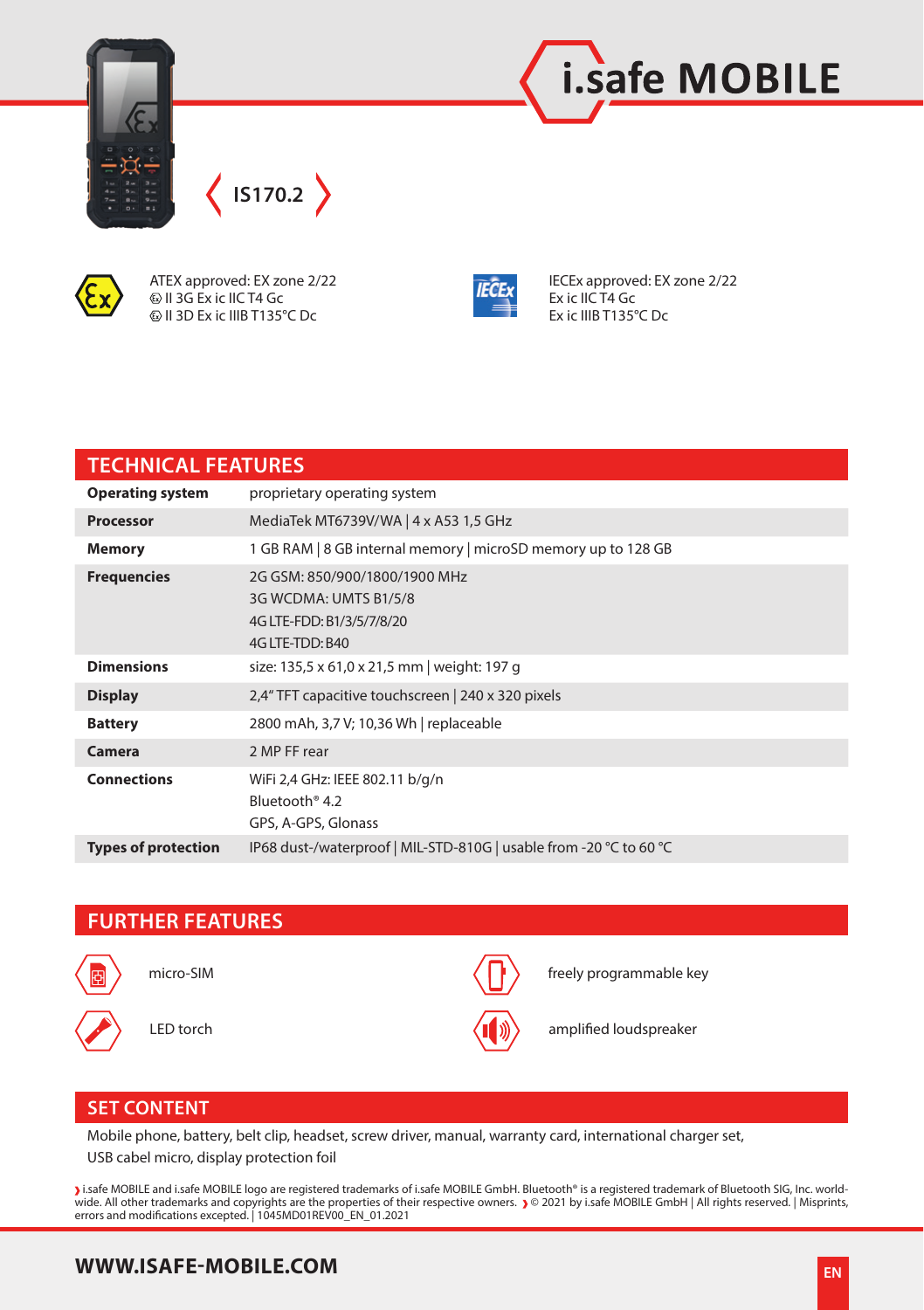i.safe MOBILE

# IS170.2

ATEX approved: EX zone 2/22
II 3G Ex ic IIC T4 Gc
II 3D Ex ic IIIB T135°C Dc

IECEx approved: EX zone 2/22
Ex ic IIC T4 Gc
Ex ic IIIB T135°C Dc

## TECHNICAL FEATURES

| | |
|---|---|
| **Operating system** | proprietary operating system |
| **Processor** | MediaTek MT6739V/WA \| 4 x A53 1,5 GHz |
| **Memory** | 1 GB RAM \| 8 GB internal memory \| microSD memory up to 128 GB |
| **Frequencies** | 2G GSM: 850/900/1800/1900 MHz<br>3G WCDMA: UMTS B1/5/8<br>4G LTE-FDD: B1/3/5/7/8/20<br>4G LTE-TDD: B40 |
| **Dimensions** | size: 135,5 x 61,0 x 21,5 mm \| weight: 197 g |
| **Display** | 2,4" TFT capacitive touchscreen \| 240 x 320 pixels |
| **Battery** | 2800 mAh, 3,7 V; 10,36 Wh \| replaceable |
| **Camera** | 2 MP FF rear |
| **Connections** | WiFi 2,4 GHz: IEEE 802.11 b/g/n<br>Bluetooth® 4.2<br>GPS, A-GPS, Glonass |
| **Types of protection** | IP68 dust-/waterproof \| MIL-STD-810G \| usable from -20 °C to 60 °C |

## FURTHER FEATURES

- micro-SIM
- freely programmable key
- LED torch
- amplified loudspeaker

## SET CONTENT

Mobile phone, battery, belt clip, headset, screw driver, manual, warranty card, international charger set, USB cabel micro, display protection foil

› i.safe MOBILE and i.safe MOBILE logo are registered trademarks of i.safe MOBILE GmbH. Bluetooth® is a registered trademark of Bluetooth SIG, Inc. worldwide. All other trademarks and copyrights are the properties of their respective owners. › © 2021 by i.safe MOBILE GmbH | All rights reserved. | Misprints, errors and modifications excepted. | 1045MD01REV00_EN_01.2021

**WWW.ISAFE-MOBILE.COM**

EN